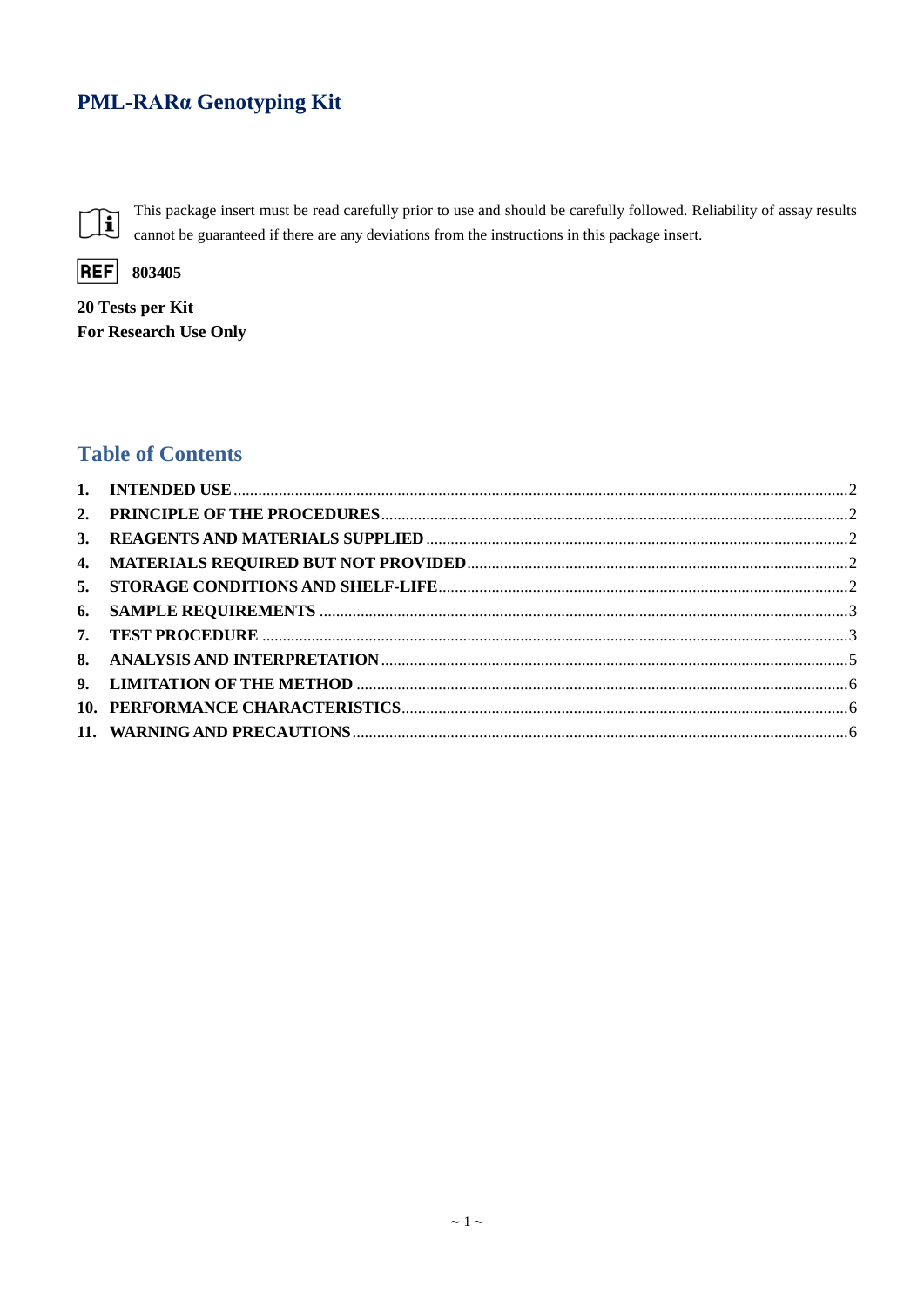# PML-RARα Genotyping Kit

This package insert must be read carefully prior to use and should be carefully followed. Reliability of assay results cannot be guaranteed if there are any deviations from the instructions in this package insert.

REF 803405

**20 Tests per Kit**
**For Research Use Only**

## Table of Contents

1. INTENDED USE .......... 2
2. PRINCIPLE OF THE PROCEDURES .......... 2
3. REAGENTS AND MATERIALS SUPPLIED .......... 2
4. MATERIALS REQUIRED BUT NOT PROVIDED .......... 2
5. STORAGE CONDITIONS AND SHELF-LIFE .......... 2
6. SAMPLE REQUIREMENTS .......... 3
7. TEST PROCEDURE .......... 3
8. ANALYSIS AND INTERPRETATION .......... 5
9. LIMITATION OF THE METHOD .......... 6
10. PERFORMANCE CHARACTERISTICS .......... 6
11. WARNING AND PRECAUTIONS .......... 6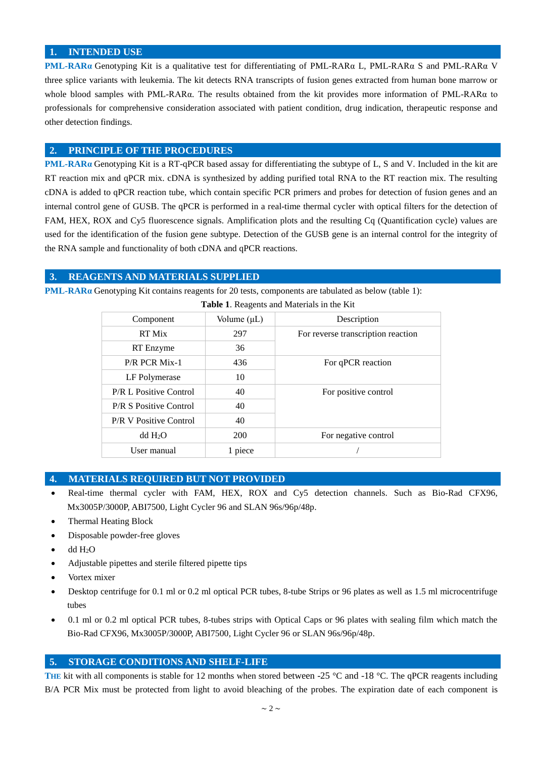## 1. INTENDED USE

**PML-RARα** Genotyping Kit is a qualitative test for differentiating of PML-RARα L, PML-RARα S and PML-RARα V three splice variants with leukemia. The kit detects RNA transcripts of fusion genes extracted from human bone marrow or whole blood samples with PML-RARα. The results obtained from the kit provides more information of PML-RARα to professionals for comprehensive consideration associated with patient condition, drug indication, therapeutic response and other detection findings.

## 2. PRINCIPLE OF THE PROCEDURES

**PML-RARα** Genotyping Kit is a RT-qPCR based assay for differentiating the subtype of L, S and V. Included in the kit are RT reaction mix and qPCR mix. cDNA is synthesized by adding purified total RNA to the RT reaction mix. The resulting cDNA is added to qPCR reaction tube, which contain specific PCR primers and probes for detection of fusion genes and an internal control gene of GUSB. The qPCR is performed in a real-time thermal cycler with optical filters for the detection of FAM, HEX, ROX and Cy5 fluorescence signals. Amplification plots and the resulting Cq (Quantification cycle) values are used for the identification of the fusion gene subtype. Detection of the GUSB gene is an internal control for the integrity of the RNA sample and functionality of both cDNA and qPCR reactions.

## 3. REAGENTS AND MATERIALS SUPPLIED

**PML-RARα** Genotyping Kit contains reagents for 20 tests, components are tabulated as below (table 1):

**Table 1**. Reagents and Materials in the Kit

| Component | Volume (μL) | Description |
|---|---|---|
| RT Mix | 297 | For reverse transcription reaction |
| RT Enzyme | 36 | |
| P/R PCR Mix-1 | 436 | For qPCR reaction |
| LF Polymerase | 10 | |
| P/R L Positive Control | 40 | For positive control |
| P/R S Positive Control | 40 | |
| P/R V Positive Control | 40 | |
| dd $H_2O$ | 200 | For negative control |
| User manual | 1 piece | / |

## 4. MATERIALS REQUIRED BUT NOT PROVIDED

- Real-time thermal cycler with FAM, HEX, ROX and Cy5 detection channels. Such as Bio-Rad CFX96, Mx3005P/3000P, ABI7500, Light Cycler 96 and SLAN 96s/96p/48p.
- Thermal Heating Block
- Disposable powder-free gloves
- dd $H_2O$
- Adjustable pipettes and sterile filtered pipette tips
- Vortex mixer
- Desktop centrifuge for 0.1 ml or 0.2 ml optical PCR tubes, 8-tube Strips or 96 plates as well as 1.5 ml microcentrifuge tubes
- 0.1 ml or 0.2 ml optical PCR tubes, 8-tubes strips with Optical Caps or 96 plates with sealing film which match the Bio-Rad CFX96, Mx3005P/3000P, ABI7500, Light Cycler 96 or SLAN 96s/96p/48p.

## 5. STORAGE CONDITIONS AND SHELF-LIFE

THE kit with all components is stable for 12 months when stored between -25 °C and -18 °C. The qPCR reagents including B/A PCR Mix must be protected from light to avoid bleaching of the probes. The expiration date of each component is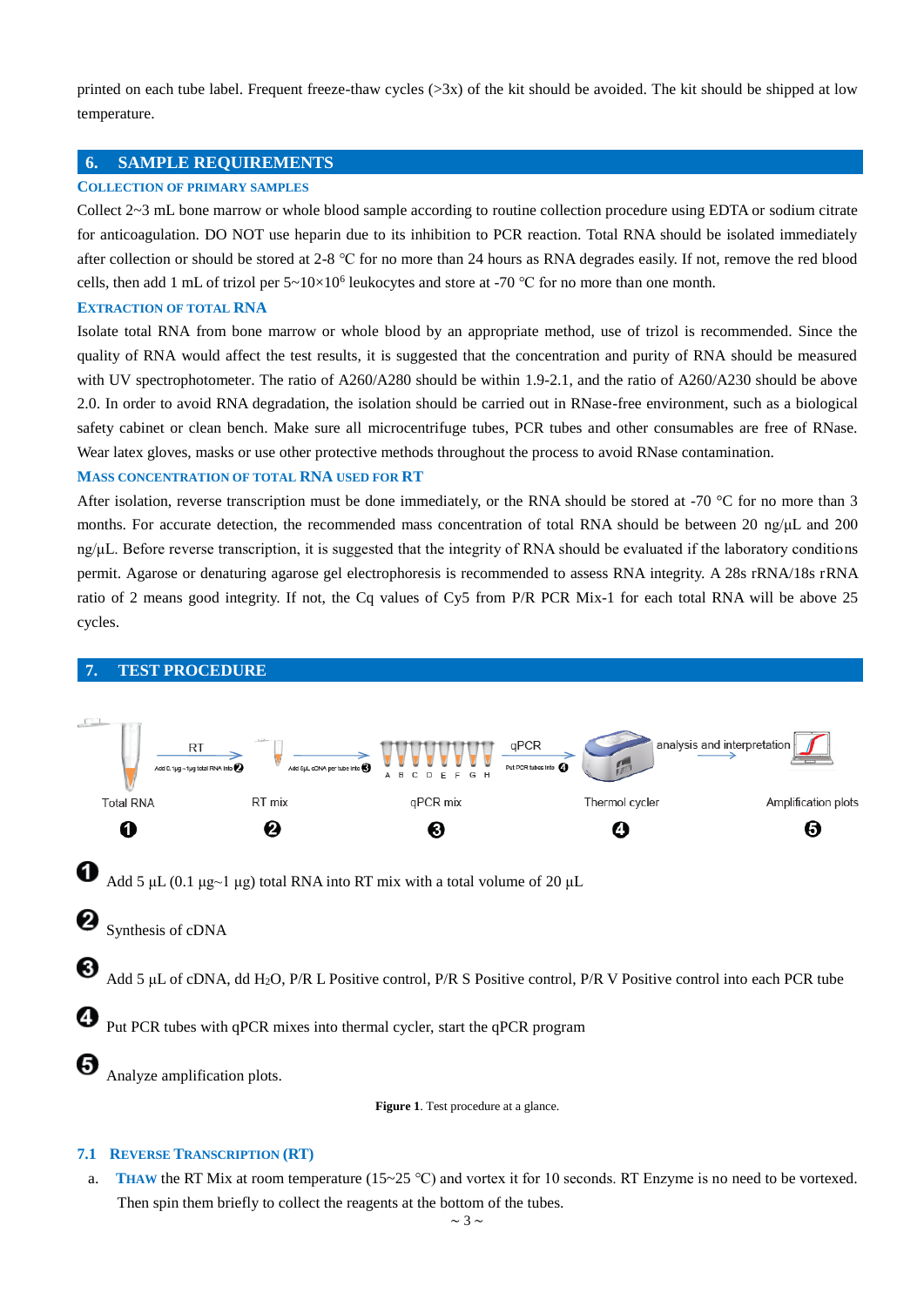printed on each tube label. Frequent freeze-thaw cycles (>3x) of the kit should be avoided. The kit should be shipped at low temperature.

## 6. SAMPLE REQUIREMENTS

### COLLECTION OF PRIMARY SAMPLES

Collect 2~3 mL bone marrow or whole blood sample according to routine collection procedure using EDTA or sodium citrate for anticoagulation. DO NOT use heparin due to its inhibition to PCR reaction. Total RNA should be isolated immediately after collection or should be stored at 2-8 °C for no more than 24 hours as RNA degrades easily. If not, remove the red blood cells, then add 1 mL of trizol per $5\sim10\times10^6$ leukocytes and store at -70 °C for no more than one month.

### EXTRACTION OF TOTAL RNA

Isolate total RNA from bone marrow or whole blood by an appropriate method, use of trizol is recommended. Since the quality of RNA would affect the test results, it is suggested that the concentration and purity of RNA should be measured with UV spectrophotometer. The ratio of A260/A280 should be within 1.9-2.1, and the ratio of A260/A230 should be above 2.0. In order to avoid RNA degradation, the isolation should be carried out in RNase-free environment, such as a biological safety cabinet or clean bench. Make sure all microcentrifuge tubes, PCR tubes and other consumables are free of RNase. Wear latex gloves, masks or use other protective methods throughout the process to avoid RNase contamination.

### MASS CONCENTRATION OF TOTAL RNA USED FOR RT

After isolation, reverse transcription must be done immediately, or the RNA should be stored at -70 °C for no more than 3 months. For accurate detection, the recommended mass concentration of total RNA should be between 20 ng/μL and 200 ng/μL. Before reverse transcription, it is suggested that the integrity of RNA should be evaluated if the laboratory conditions permit. Agarose or denaturing agarose gel electrophoresis is recommended to assess RNA integrity. A 28s rRNA/18s rRNA ratio of 2 means good integrity. If not, the Cq values of Cy5 from P/R PCR Mix-1 for each total RNA will be above 25 cycles.

## 7. TEST PROCEDURE

❶ Add 5 μL (0.1 μg~1 μg) total RNA into RT mix with a total volume of 20 μL

❷ Synthesis of cDNA

❸ Add 5 μL of cDNA, dd $H_2O$, P/R L Positive control, P/R S Positive control, P/R V Positive control into each PCR tube

❹ Put PCR tubes with qPCR mixes into thermal cycler, start the qPCR program

❺ Analyze amplification plots.

**Figure 1**. Test procedure at a glance.

### 7.1 REVERSE TRANSCRIPTION (RT)

a. **THAW** the RT Mix at room temperature (15~25 °C) and vortex it for 10 seconds. RT Enzyme is no need to be vortexed. Then spin them briefly to collect the reagents at the bottom of the tubes.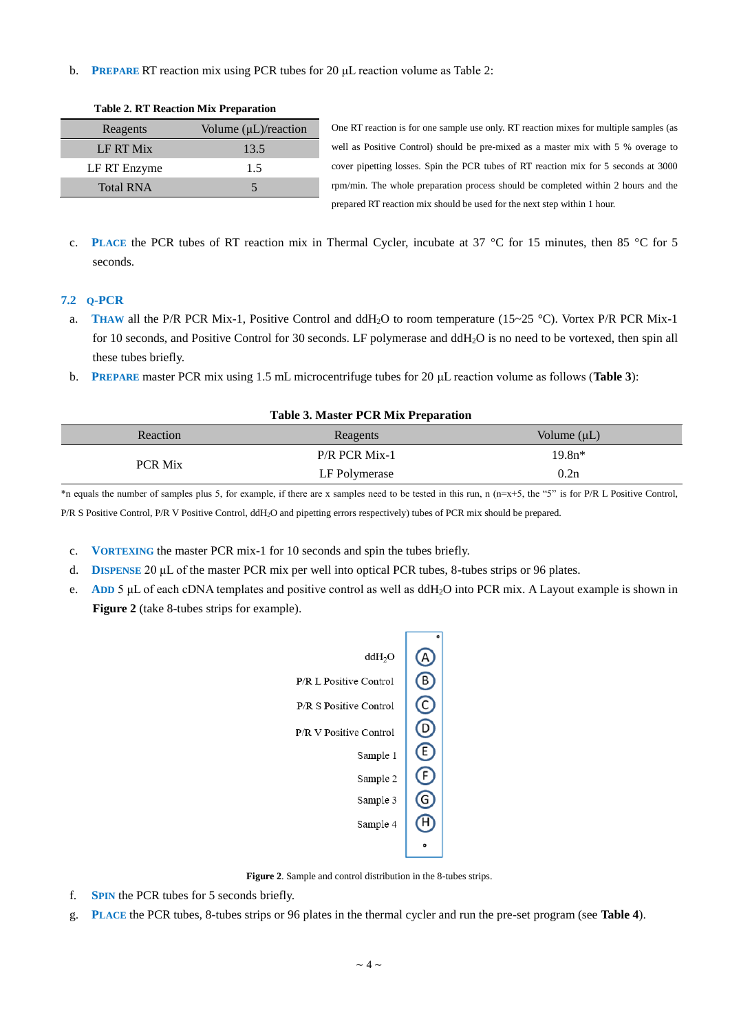b. **PREPARE** RT reaction mix using PCR tubes for 20 μL reaction volume as Table 2:

**Table 2. RT Reaction Mix Preparation**

| Reagents | Volume (μL)/reaction |
|---|---|
| LF RT Mix | 13.5 |
| LF RT Enzyme | 1.5 |
| Total RNA | 5 |

One RT reaction is for one sample use only. RT reaction mixes for multiple samples (as well as Positive Control) should be pre-mixed as a master mix with 5 % overage to cover pipetting losses. Spin the PCR tubes of RT reaction mix for 5 seconds at 3000 rpm/min. The whole preparation process should be completed within 2 hours and the prepared RT reaction mix should be used for the next step within 1 hour.

c. **PLACE** the PCR tubes of RT reaction mix in Thermal Cycler, incubate at 37 °C for 15 minutes, then 85 °C for 5 seconds.

### 7.2 Q-PCR

a. **THAW** all the P/R PCR Mix-1, Positive Control and $ddH_2O$ to room temperature (15~25 °C). Vortex P/R PCR Mix-1 for 10 seconds, and Positive Control for 30 seconds. LF polymerase and $ddH_2O$ is no need to be vortexed, then spin all these tubes briefly.

b. **PREPARE** master PCR mix using 1.5 mL microcentrifuge tubes for 20 μL reaction volume as follows (**Table 3**):

**Table 3. Master PCR Mix Preparation**

| Reaction | Reagents | Volume (μL) |
|---|---|---|
| PCR Mix | P/R PCR Mix-1 | 19.8n* |
| | LF Polymerase | 0.2n |

*n equals the number of samples plus 5, for example, if there are x samples need to be tested in this run, n (n=x+5, the "5" is for P/R L Positive Control, P/R S Positive Control, P/R V Positive Control, $ddH_2O$ and pipetting errors respectively) tubes of PCR mix should be prepared.

c. **VORTEXING** the master PCR mix-1 for 10 seconds and spin the tubes briefly.

d. **DISPENSE** 20 μL of the master PCR mix per well into optical PCR tubes, 8-tubes strips or 96 plates.

e. **ADD** 5 μL of each cDNA templates and positive control as well as $ddH_2O$ into PCR mix. A Layout example is shown in **Figure 2** (take 8-tubes strips for example).

| Content | Well |
|---|---|
| $ddH_2O$ | A |
| P/R L Positive Control | B |
| P/R S Positive Control | C |
| P/R V Positive Control | D |
| Sample 1 | E |
| Sample 2 | F |
| Sample 3 | G |
| Sample 4 | H |

**Figure 2**. Sample and control distribution in the 8-tubes strips.

f. **SPIN** the PCR tubes for 5 seconds briefly.

g. **PLACE** the PCR tubes, 8-tubes strips or 96 plates in the thermal cycler and run the pre-set program (see **Table 4**).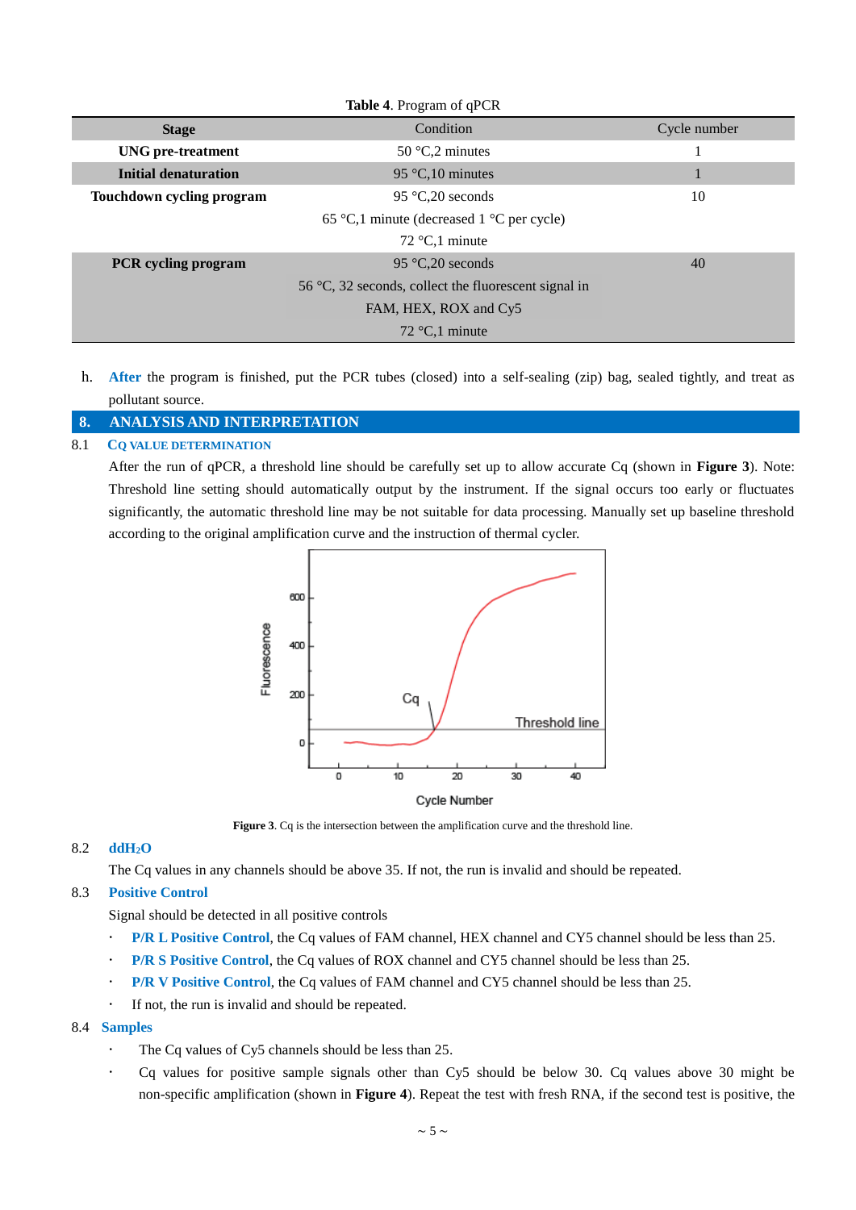**Table 4**. Program of qPCR

| Stage | Condition | Cycle number |
|---|---|---|
| UNG pre-treatment | 50 °C,2 minutes | 1 |
| Initial denaturation | 95 °C,10 minutes | 1 |
| Touchdown cycling program | 95 °C,20 seconds | 10 |
| | 65 °C,1 minute (decreased 1 °C per cycle) | |
| | 72 °C,1 minute | |
| PCR cycling program | 95 °C,20 seconds | 40 |
| | 56 °C, 32 seconds, collect the fluorescent signal in FAM, HEX, ROX and Cy5 | |
| | 72 °C,1 minute | |

h. After the program is finished, put the PCR tubes (closed) into a self-sealing (zip) bag, sealed tightly, and treat as pollutant source.

## 8. ANALYSIS AND INTERPRETATION

### 8.1 CQ VALUE DETERMINATION

After the run of qPCR, a threshold line should be carefully set up to allow accurate Cq (shown in **Figure 3**). Note: Threshold line setting should automatically output by the instrument. If the signal occurs too early or fluctuates significantly, the automatic threshold line may be not suitable for data processing. Manually set up baseline threshold according to the original amplification curve and the instruction of thermal cycler.

**Figure 3**. Cq is the intersection between the amplification curve and the threshold line.

### 8.2 ddH$_2$O

The Cq values in any channels should be above 35. If not, the run is invalid and should be repeated.

### 8.3 Positive Control

Signal should be detected in all positive controls

- **P/R L Positive Control**, the Cq values of FAM channel, HEX channel and CY5 channel should be less than 25.
- **P/R S Positive Control**, the Cq values of ROX channel and CY5 channel should be less than 25.
- **P/R V Positive Control**, the Cq values of FAM channel and CY5 channel should be less than 25.
- If not, the run is invalid and should be repeated.

### 8.4 Samples

- The Cq values of Cy5 channels should be less than 25.
- Cq values for positive sample signals other than Cy5 should be below 30. Cq values above 30 might be non-specific amplification (shown in **Figure 4**). Repeat the test with fresh RNA, if the second test is positive, the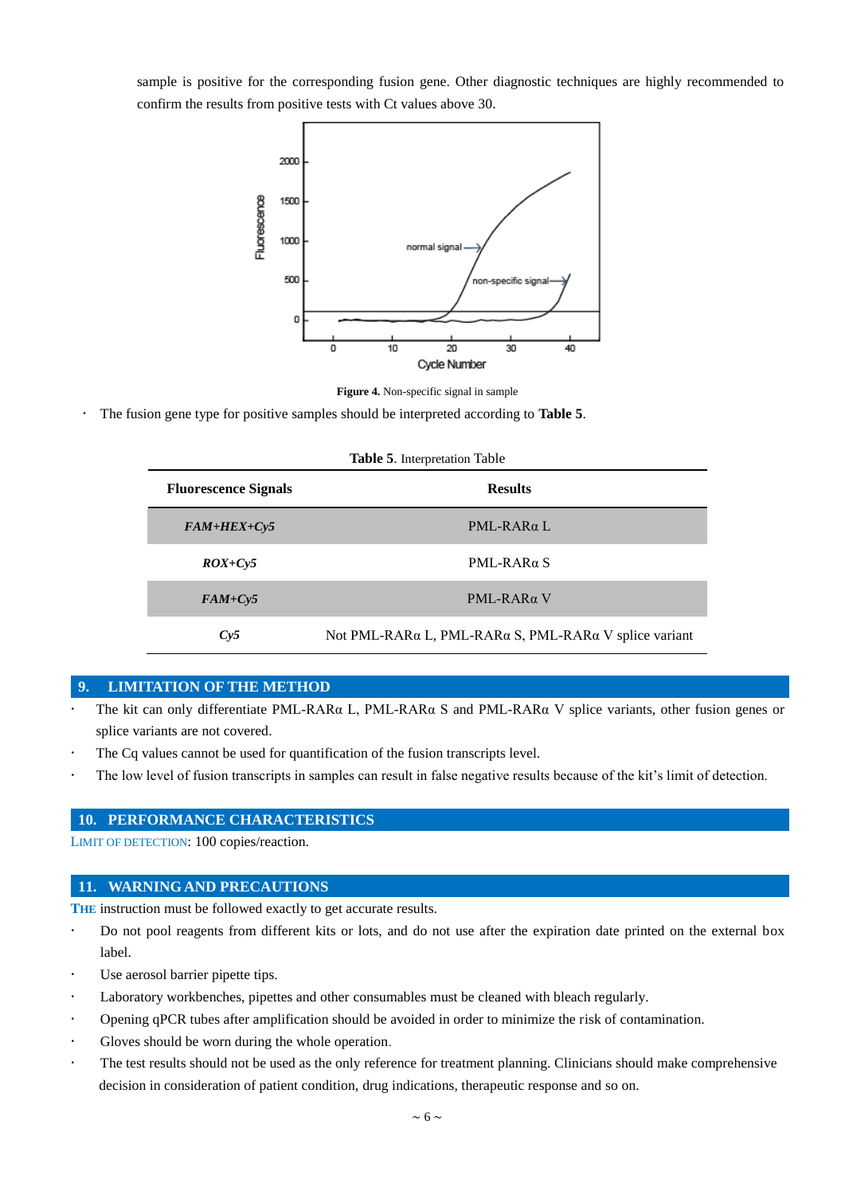sample is positive for the corresponding fusion gene. Other diagnostic techniques are highly recommended to confirm the results from positive tests with Ct values above 30.

**Figure 4.** Non-specific signal in sample

- The fusion gene type for positive samples should be interpreted according to **Table 5**.

**Table 5**. Interpretation Table

| Fluorescence Signals | Results |
|---|---|
| ***FAM+HEX+Cy5*** | PML-RARα L |
| ***ROX+Cy5*** | PML-RARα S |
| ***FAM+Cy5*** | PML-RARα V |
| ***Cy5*** | Not PML-RARα L, PML-RARα S, PML-RARα V splice variant |

## 9. LIMITATION OF THE METHOD

- The kit can only differentiate PML-RARα L, PML-RARα S and PML-RARα V splice variants, other fusion genes or splice variants are not covered.
- The Cq values cannot be used for quantification of the fusion transcripts level.
- The low level of fusion transcripts in samples can result in false negative results because of the kit's limit of detection.

## 10. PERFORMANCE CHARACTERISTICS

LIMIT OF DETECTION: 100 copies/reaction.

## 11. WARNING AND PRECAUTIONS

**THE** instruction must be followed exactly to get accurate results.

- Do not pool reagents from different kits or lots, and do not use after the expiration date printed on the external box label.
- Use aerosol barrier pipette tips.
- Laboratory workbenches, pipettes and other consumables must be cleaned with bleach regularly.
- Opening qPCR tubes after amplification should be avoided in order to minimize the risk of contamination.
- Gloves should be worn during the whole operation.
- The test results should not be used as the only reference for treatment planning. Clinicians should make comprehensive decision in consideration of patient condition, drug indications, therapeutic response and so on.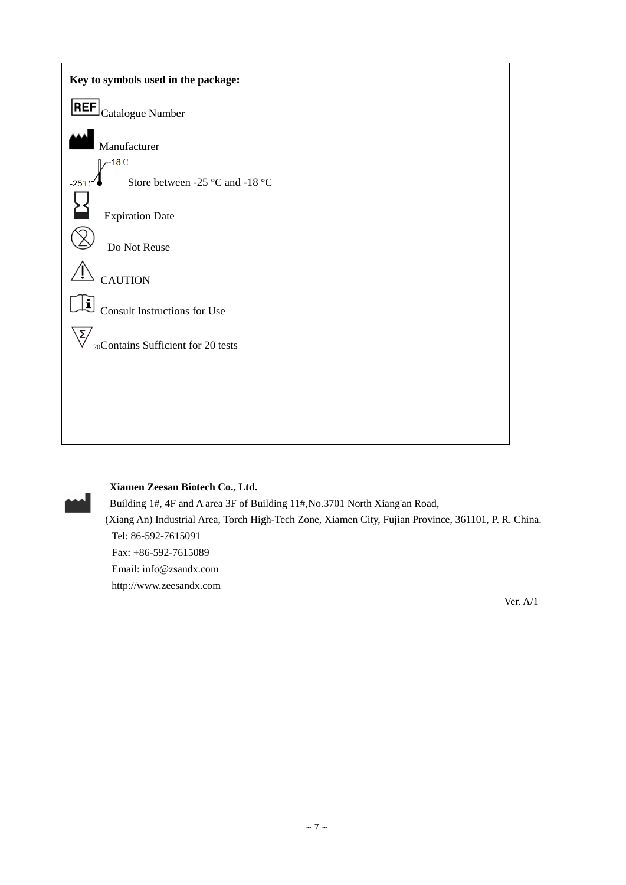**Key to symbols used in the package:**

REF Catalogue Number

Manufacturer

-18℃
-25℃ Store between -25 °C and -18 °C

Expiration Date

Do Not Reuse

CAUTION

Consult Instructions for Use

20 Contains Sufficient for 20 tests

**Xiamen Zeesan Biotech Co., Ltd.**

Building 1#, 4F and A area 3F of Building 11#,No.3701 North Xiang'an Road,
(Xiang An) Industrial Area, Torch High-Tech Zone, Xiamen City, Fujian Province, 361101, P. R. China.
Tel: 86-592-7615091
Fax: +86-592-7615089
Email: info@zsandx.com
http://www.zeesandx.com

Ver. A/1